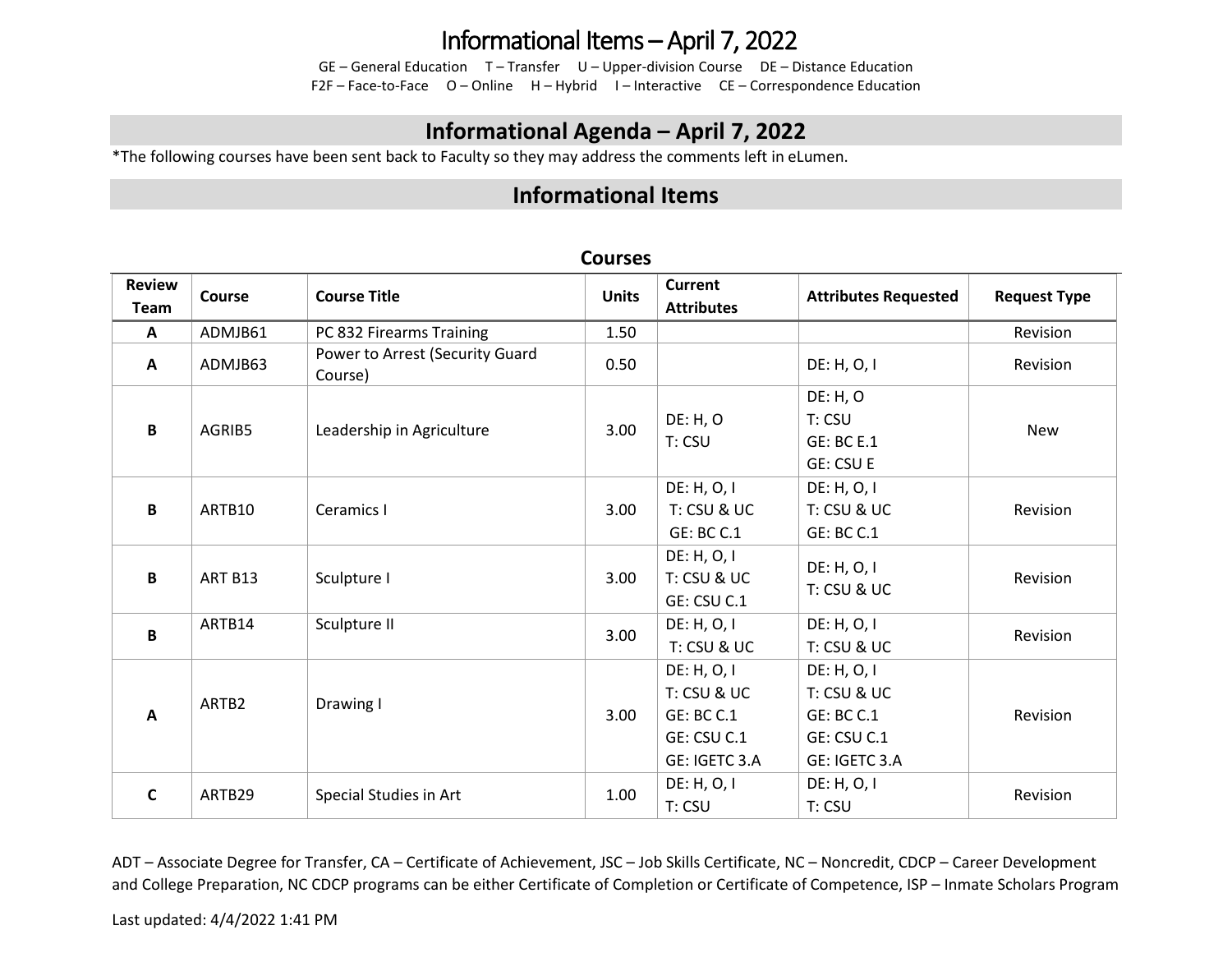# Informational Items – April 7, 2022

GE – General Education  T – Transfer  U – Upper-division Course  DE – Distance Education
F2F – Face-to-Face  O – Online  H – Hybrid  I – Interactive  CE – Correspondence Education

## Informational Agenda – April 7, 2022

*The following courses have been sent back to Faculty so they may address the comments left in eLumen.

## Informational Items

### Courses

| Review Team | Course | Course Title | Units | Current Attributes | Attributes Requested | Request Type |
|---|---|---|---|---|---|---|
| A | ADMJB61 | PC 832 Firearms Training | 1.50 | | | Revision |
| A | ADMJB63 | Power to Arrest (Security Guard Course) | 0.50 | | DE: H, O, I | Revision |
| B | AGRIB5 | Leadership in Agriculture | 3.00 | DE: H, O<br>T: CSU | DE: H, O<br>T: CSU<br>GE: BC E.1<br>GE: CSU E | New |
| B | ARTB10 | Ceramics I | 3.00 | DE: H, O, I<br>T: CSU & UC<br>GE: BC C.1 | DE: H, O, I<br>T: CSU & UC<br>GE: BC C.1 | Revision |
| B | ART B13 | Sculpture I | 3.00 | DE: H, O, I<br>T: CSU & UC<br>GE: CSU C.1 | DE: H, O, I<br>T: CSU & UC | Revision |
| B | ARTB14 | Sculpture II | 3.00 | DE: H, O, I<br>T: CSU & UC | DE: H, O, I<br>T: CSU & UC | Revision |
| A | ARTB2 | Drawing I | 3.00 | DE: H, O, I<br>T: CSU & UC<br>GE: BC C.1<br>GE: CSU C.1<br>GE: IGETC 3.A | DE: H, O, I<br>T: CSU & UC<br>GE: BC C.1<br>GE: CSU C.1<br>GE: IGETC 3.A | Revision |
| C | ARTB29 | Special Studies in Art | 1.00 | DE: H, O, I<br>T: CSU | DE: H, O, I<br>T: CSU | Revision |

ADT – Associate Degree for Transfer, CA – Certificate of Achievement, JSC – Job Skills Certificate, NC – Noncredit, CDCP – Career Development and College Preparation, NC CDCP programs can be either Certificate of Completion or Certificate of Competence, ISP – Inmate Scholars Program

Last updated: 4/4/2022 1:41 PM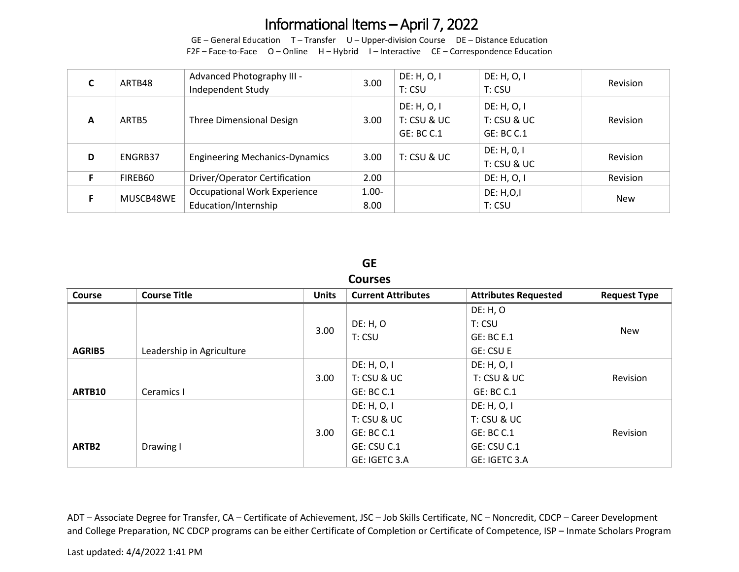# Informational Items – April 7, 2022

GE – General Education T – Transfer U – Upper-division Course DE – Distance Education
F2F – Face-to-Face O – Online H – Hybrid I – Interactive CE – Correspondence Education

| | | | | | | |
|---|---|---|---|---|---|---|
| C | ARTB48 | Advanced Photography III - Independent Study | 3.00 | DE: H, O, I<br>T: CSU | DE: H, O, I<br>T: CSU | Revision |
| A | ARTB5 | Three Dimensional Design | 3.00 | DE: H, O, I<br>T: CSU & UC<br>GE: BC C.1 | DE: H, O, I<br>T: CSU & UC<br>GE: BC C.1 | Revision |
| D | ENGRB37 | Engineering Mechanics-Dynamics | 3.00 | T: CSU & UC | DE: H, 0, I<br>T: CSU & UC | Revision |
| F | FIREB60 | Driver/Operator Certification | 2.00 | | DE: H, O, I | Revision |
| F | MUSCB48WE | Occupational Work Experience Education/Internship | 1.00-8.00 | | DE: H,O,I<br>T: CSU | New |

## GE Courses

| Course | Course Title | Units | Current Attributes | Attributes Requested | Request Type |
|---|---|---|---|---|---|
| **AGRIB5** | Leadership in Agriculture | 3.00 | DE: H, O<br>T: CSU | DE: H, O<br>T: CSU<br>GE: BC E.1<br>GE: CSU E | New |
| **ARTB10** | Ceramics I | 3.00 | DE: H, O, I<br>T: CSU & UC<br>GE: BC C.1 | DE: H, O, I<br>T: CSU & UC<br>GE: BC C.1 | Revision |
| **ARTB2** | Drawing I | 3.00 | DE: H, O, I<br>T: CSU & UC<br>GE: BC C.1<br>GE: CSU C.1<br>GE: IGETC 3.A | DE: H, O, I<br>T: CSU & UC<br>GE: BC C.1<br>GE: CSU C.1<br>GE: IGETC 3.A | Revision |

ADT – Associate Degree for Transfer, CA – Certificate of Achievement, JSC – Job Skills Certificate, NC – Noncredit, CDCP – Career Development and College Preparation, NC CDCP programs can be either Certificate of Completion or Certificate of Competence, ISP – Inmate Scholars Program

Last updated: 4/4/2022 1:41 PM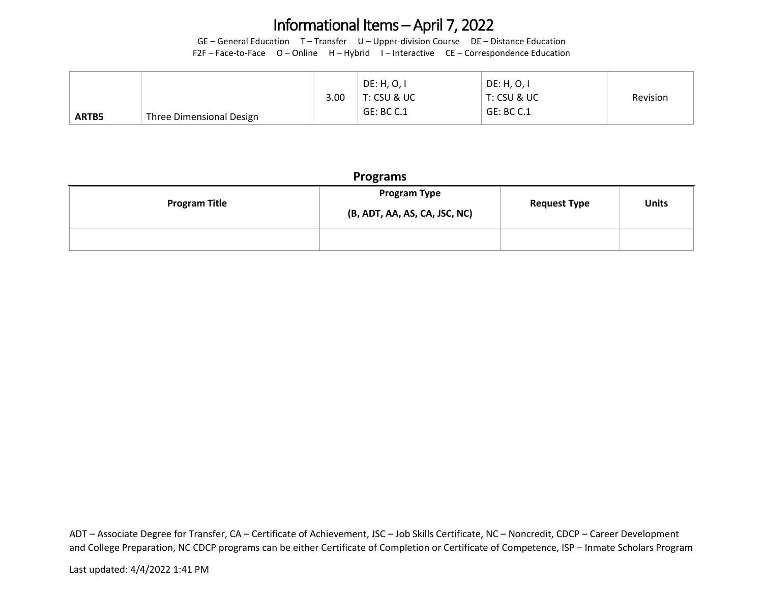# Informational Items – April 7, 2022

GE – General Education  T – Transfer  U – Upper-division Course  DE – Distance Education
F2F – Face-to-Face  O – Online  H – Hybrid  I – Interactive  CE – Correspondence Education

| | | | | | |
|---|---|---|---|---|---|
| **ARTB5** | Three Dimensional Design | 3.00 | DE: H, O, I<br>T: CSU & UC<br>GE: BC C.1 | DE: H, O, I<br>T: CSU & UC<br>GE: BC C.1 | Revision |

## Programs

| Program Title | Program Type (B, ADT, AA, AS, CA, JSC, NC) | Request Type | Units |
|---|---|---|---|
| | | | |

ADT – Associate Degree for Transfer, CA – Certificate of Achievement, JSC – Job Skills Certificate, NC – Noncredit, CDCP – Career Development and College Preparation, NC CDCP programs can be either Certificate of Completion or Certificate of Competence, ISP – Inmate Scholars Program

Last updated: 4/4/2022 1:41 PM